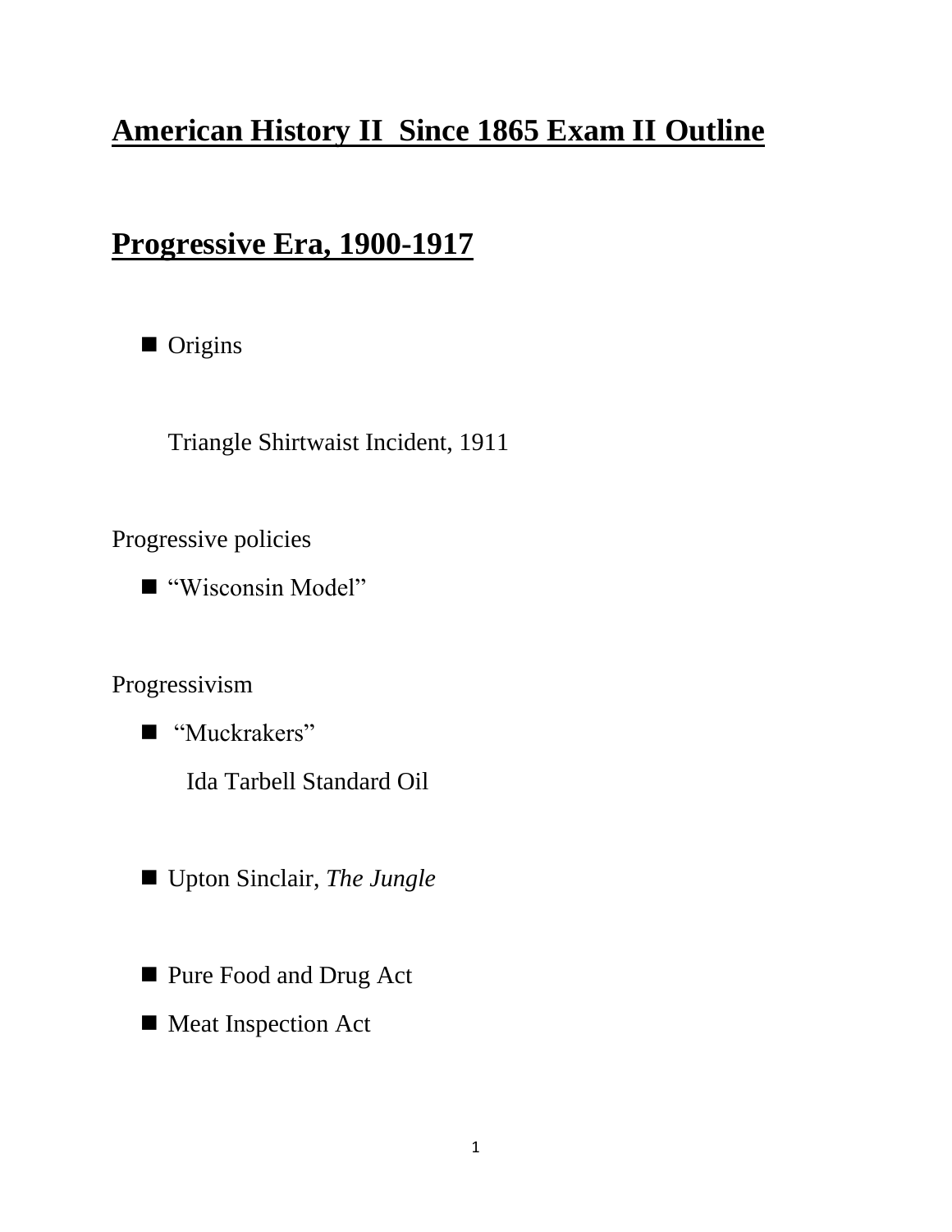# American History II Since 1865 Exam II Outline

## Progressive Era, 1900-1917

- Origins

  Triangle Shirtwaist Incident, 1911

Progressive policies

- "Wisconsin Model"

Progressivism

- "Muckrakers"

  Ida Tarbell Standard Oil

- Upton Sinclair, *The Jungle*

- Pure Food and Drug Act
- Meat Inspection Act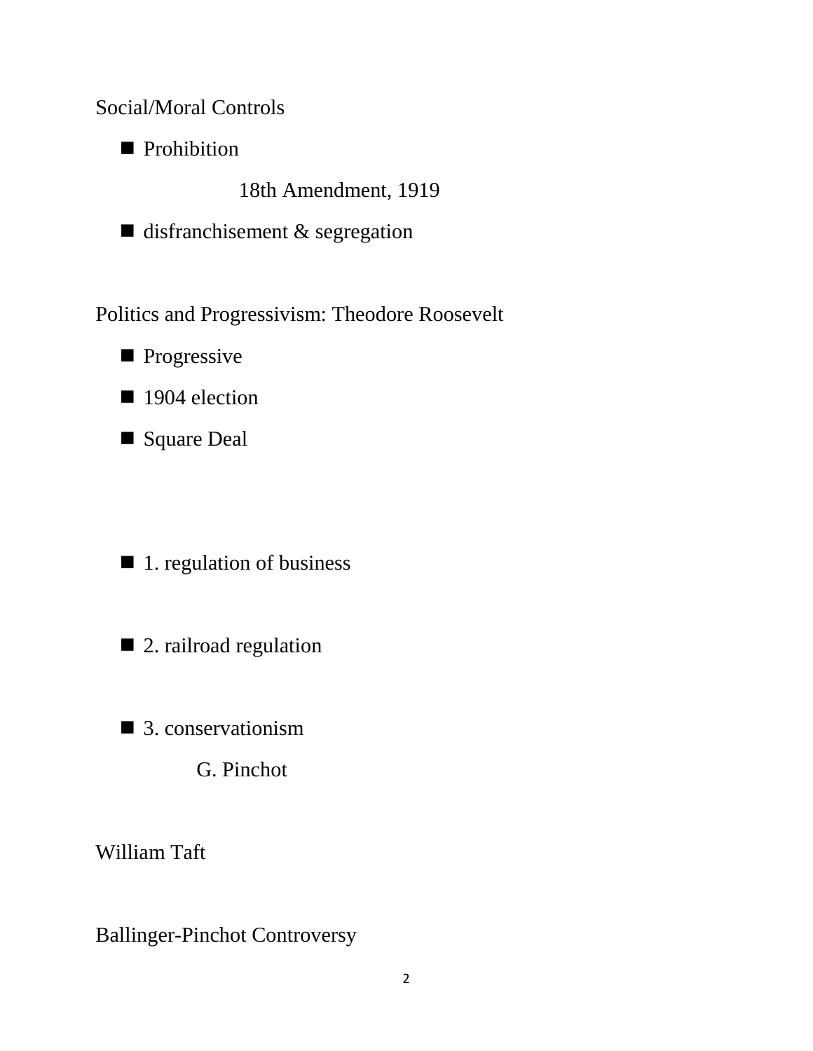Social/Moral Controls

- Prohibition

  18th Amendment, 1919

- disfranchisement & segregation

Politics and Progressivism: Theodore Roosevelt

- Progressive
- 1904 election
- Square Deal

- 1. regulation of business

- 2. railroad regulation

- 3. conservationism

  G. Pinchot

William Taft

Ballinger-Pinchot Controversy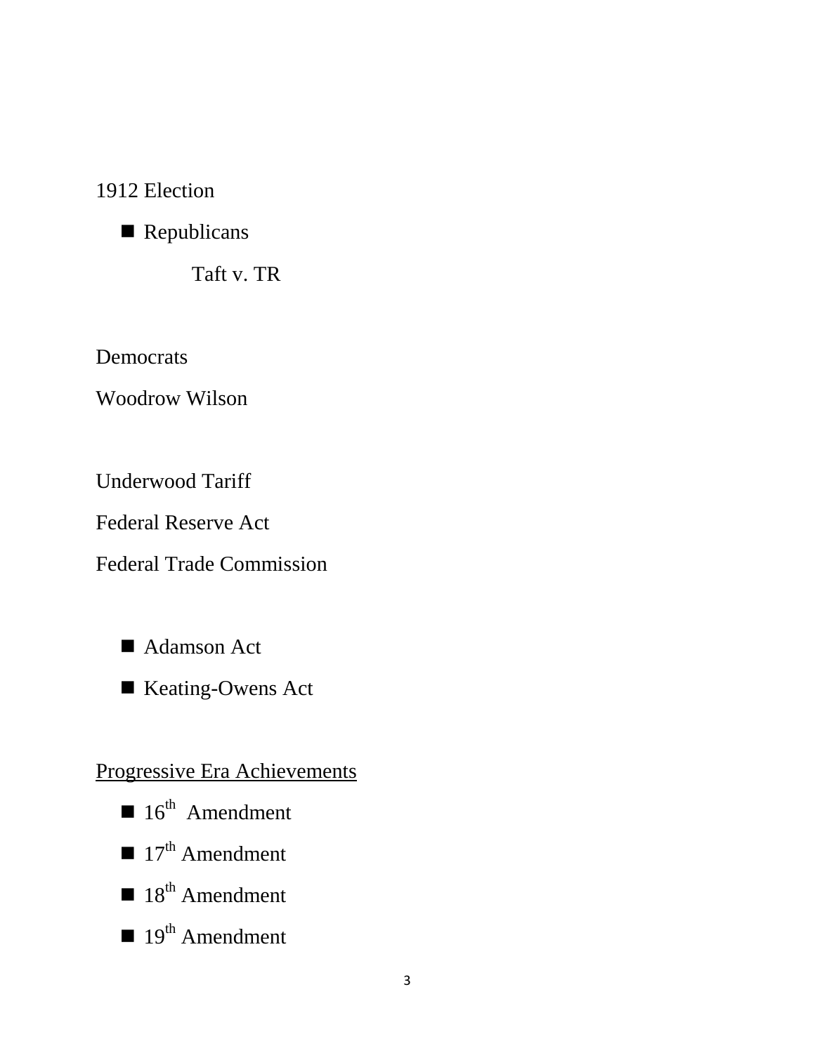1912 Election

- Republicans

    Taft v. TR

Democrats

Woodrow Wilson

Underwood Tariff

Federal Reserve Act

Federal Trade Commission

- Adamson Act
- Keating-Owens Act

<u>Progressive Era Achievements</u>

- 16th Amendment
- 17th Amendment
- 18th Amendment
- 19th Amendment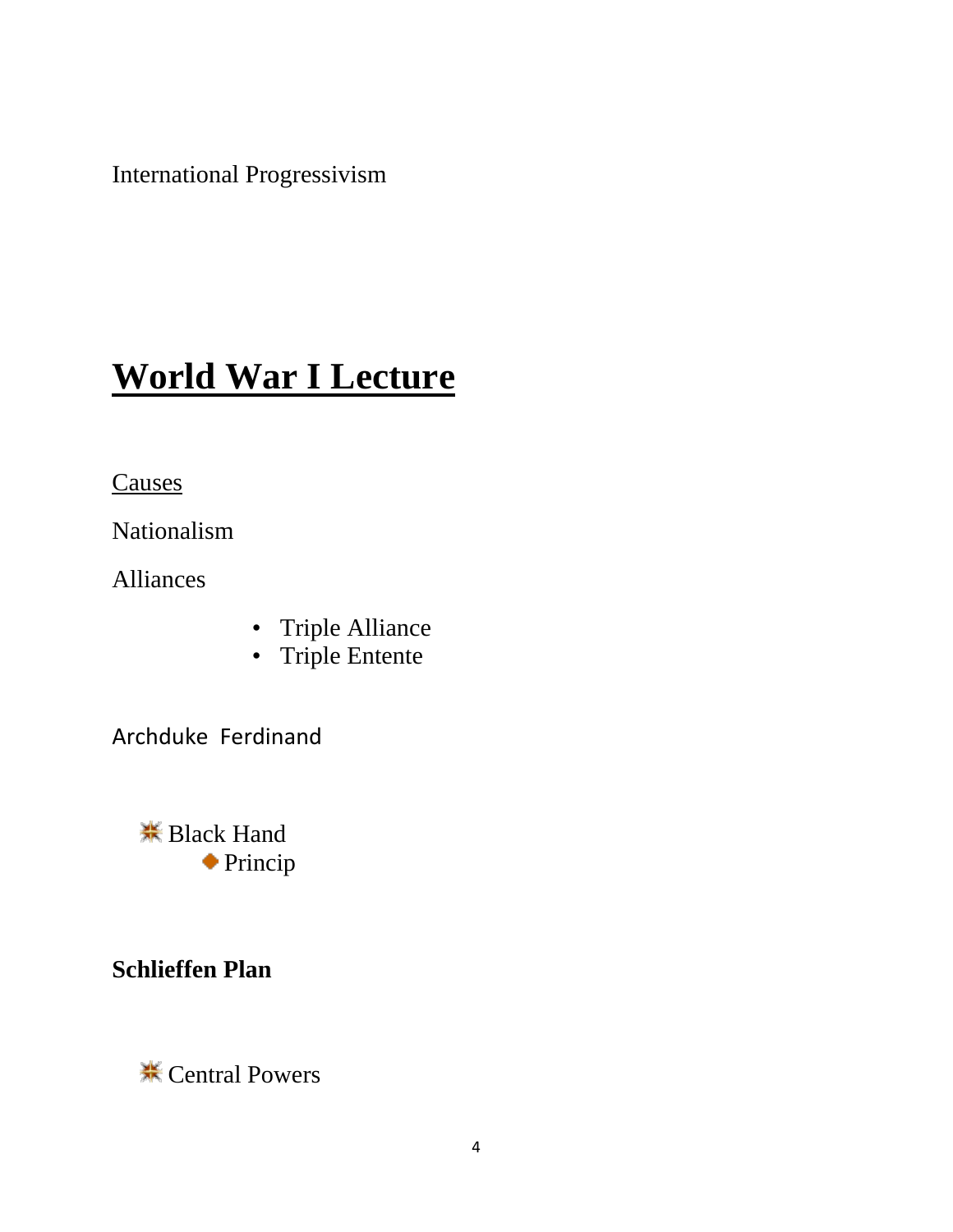International Progressivism

# World War I Lecture

Causes

Nationalism

Alliances

- Triple Alliance
- Triple Entente

Archduke Ferdinand

- Black Hand
  - Princip

**Schlieffen Plan**

- Central Powers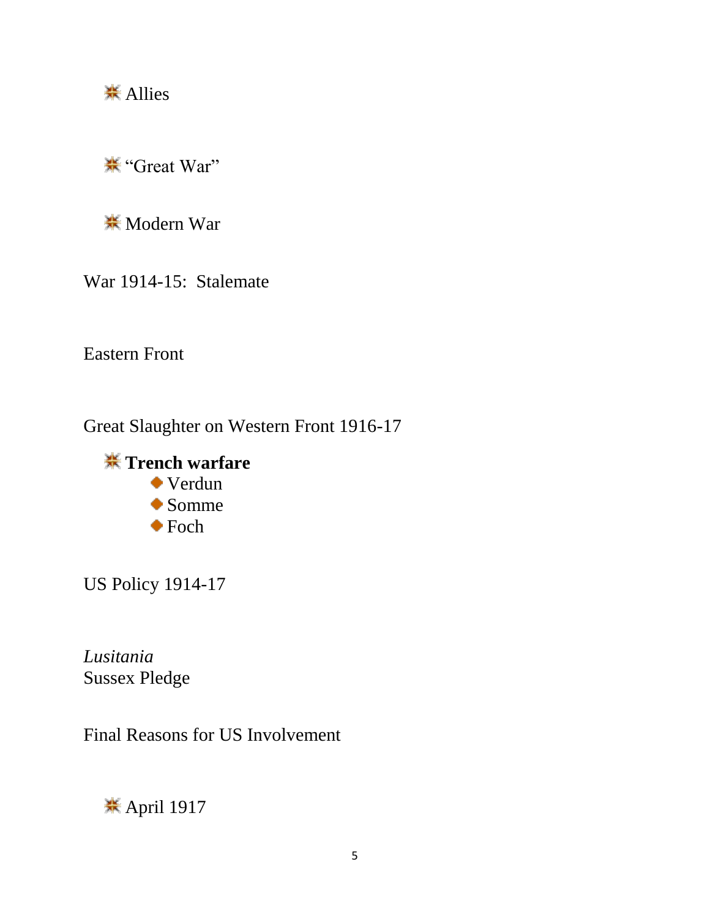- Allies

- "Great War"

- Modern War

War 1914-15:  Stalemate

Eastern Front

Great Slaughter on Western Front 1916-17

- **Trench warfare**
  - Verdun
  - Somme
  - Foch

US Policy 1914-17

*Lusitania*
Sussex Pledge

Final Reasons for US Involvement

- April 1917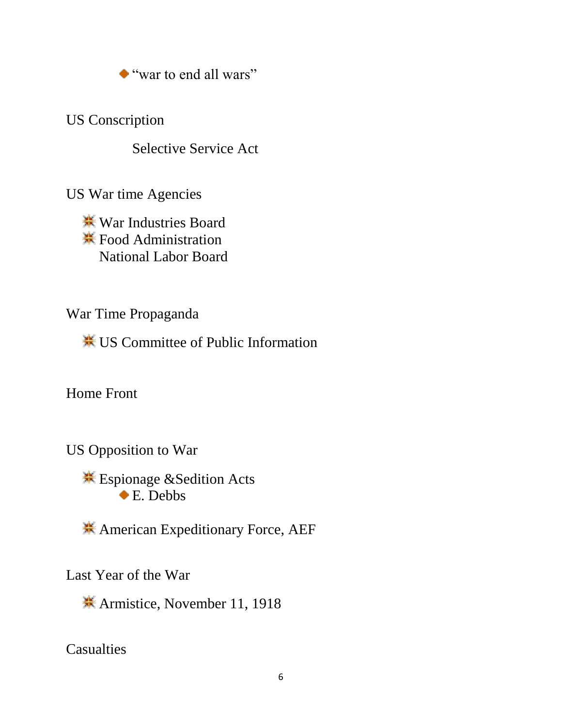- "war to end all wars"

US Conscription

Selective Service Act

US War time Agencies

- War Industries Board
- Food Administration
  National Labor Board

War Time Propaganda

- US Committee of Public Information

Home Front

US Opposition to War

- Espionage &Sedition Acts
  - E. Debbs

- American Expeditionary Force, AEF

Last Year of the War

- Armistice, November 11, 1918

Casualties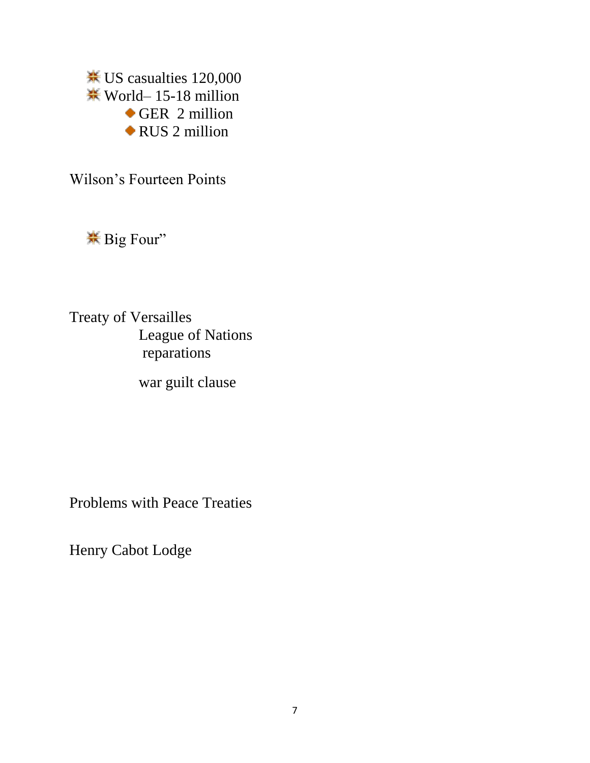- US casualties 120,000
- World– 15-18 million
  - GER 2 million
  - RUS 2 million

Wilson's Fourteen Points

- Big Four"

Treaty of Versailles

- League of Nations
- reparations
- war guilt clause

Problems with Peace Treaties

Henry Cabot Lodge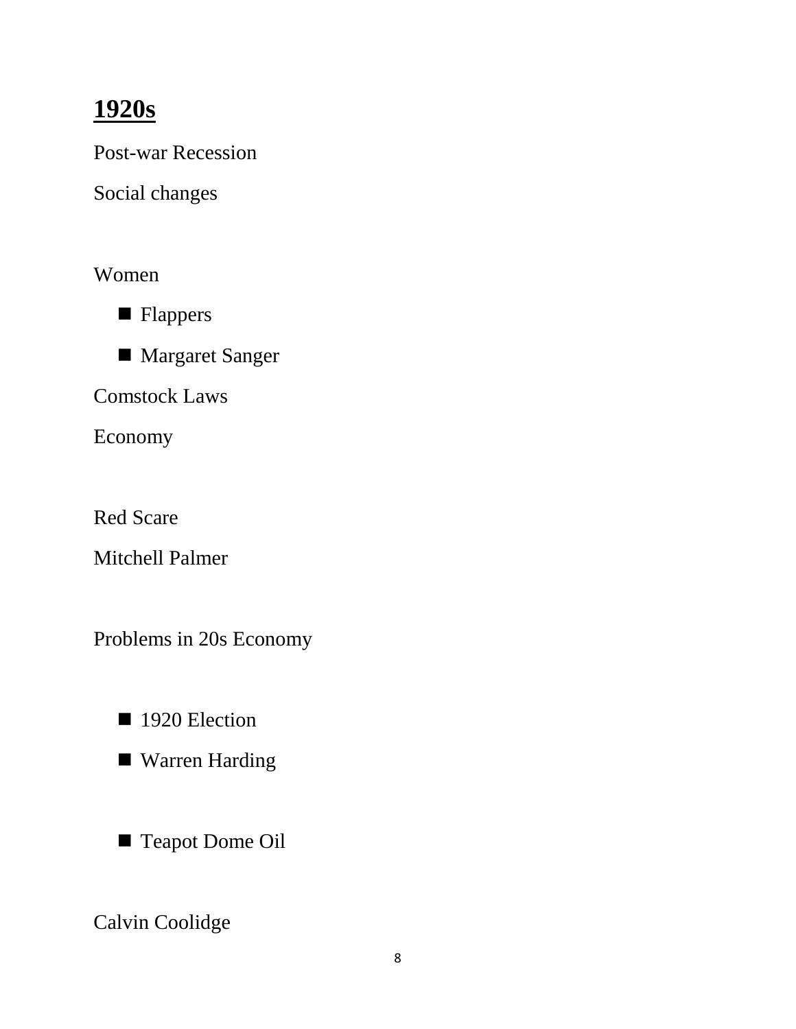# 1920s

Post-war Recession

Social changes

Women

- Flappers
- Margaret Sanger

Comstock Laws

Economy

Red Scare

Mitchell Palmer

Problems in 20s Economy

- 1920 Election
- Warren Harding

- Teapot Dome Oil

Calvin Coolidge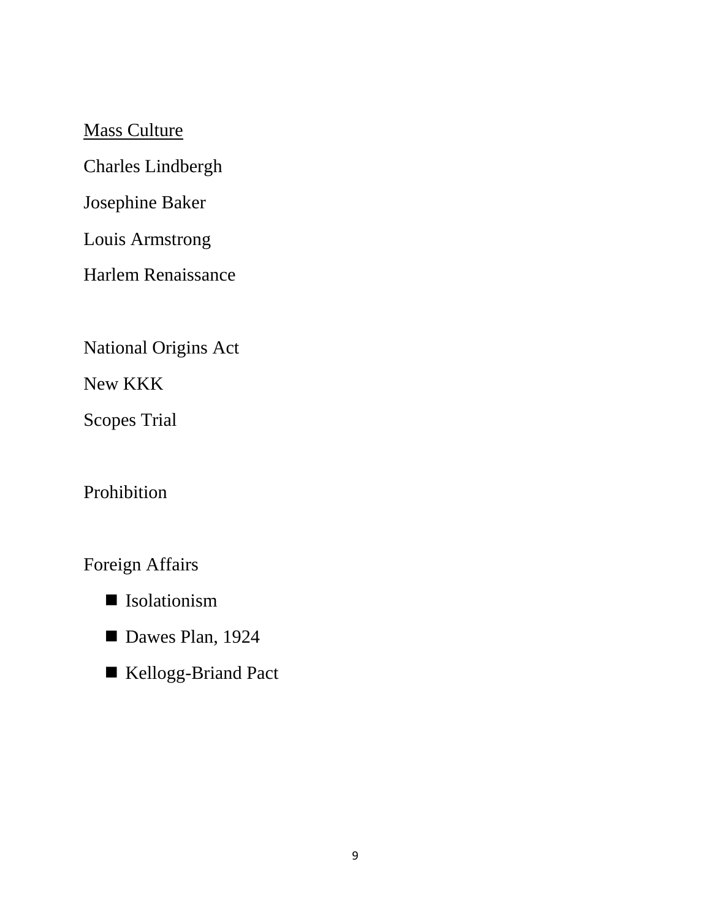<u>Mass Culture</u>

Charles Lindbergh

Josephine Baker

Louis Armstrong

Harlem Renaissance

National Origins Act

New KKK

Scopes Trial

Prohibition

Foreign Affairs

- Isolationism
- Dawes Plan, 1924
- Kellogg-Briand Pact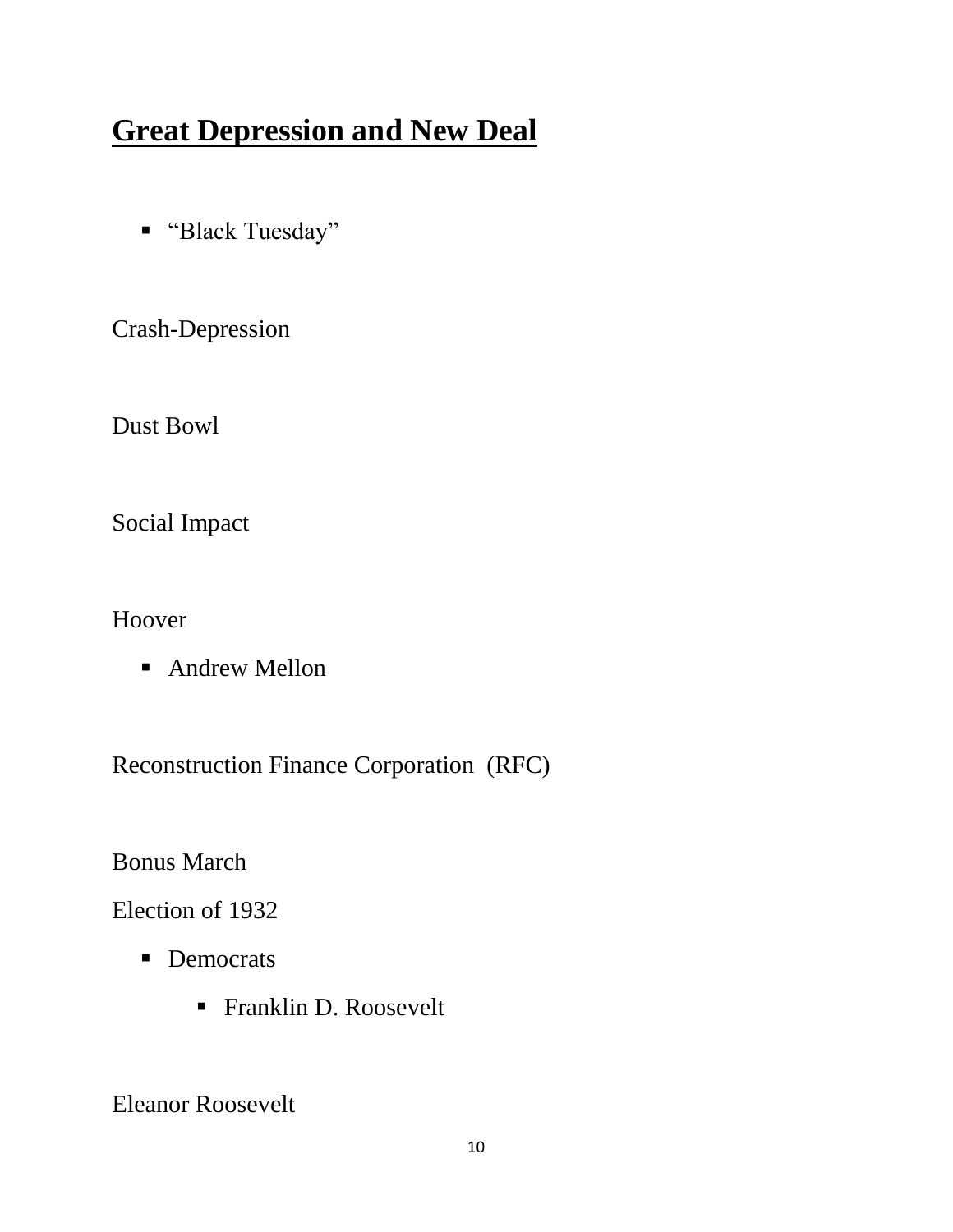# Great Depression and New Deal

- "Black Tuesday"

Crash-Depression

Dust Bowl

Social Impact

Hoover

- Andrew Mellon

Reconstruction Finance Corporation (RFC)

Bonus March

Election of 1932

- Democrats
  - Franklin D. Roosevelt

Eleanor Roosevelt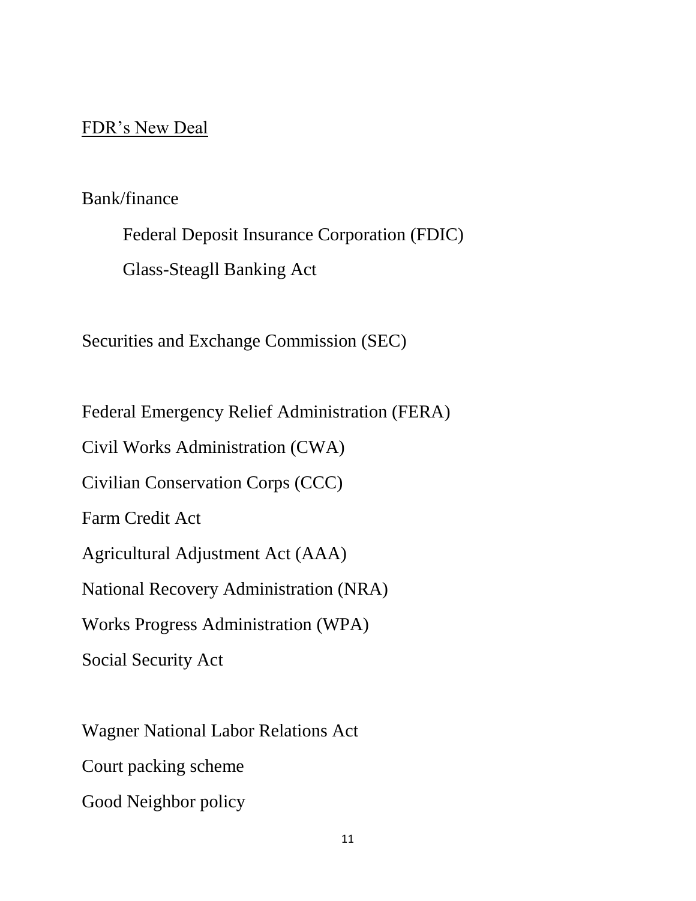<u>FDR's New Deal</u>

Bank/finance

- Federal Deposit Insurance Corporation (FDIC)
- Glass-Steagll Banking Act

Securities and Exchange Commission (SEC)

Federal Emergency Relief Administration (FERA)

Civil Works Administration (CWA)

Civilian Conservation Corps (CCC)

Farm Credit Act

Agricultural Adjustment Act (AAA)

National Recovery Administration (NRA)

Works Progress Administration (WPA)

Social Security Act

Wagner National Labor Relations Act

Court packing scheme

Good Neighbor policy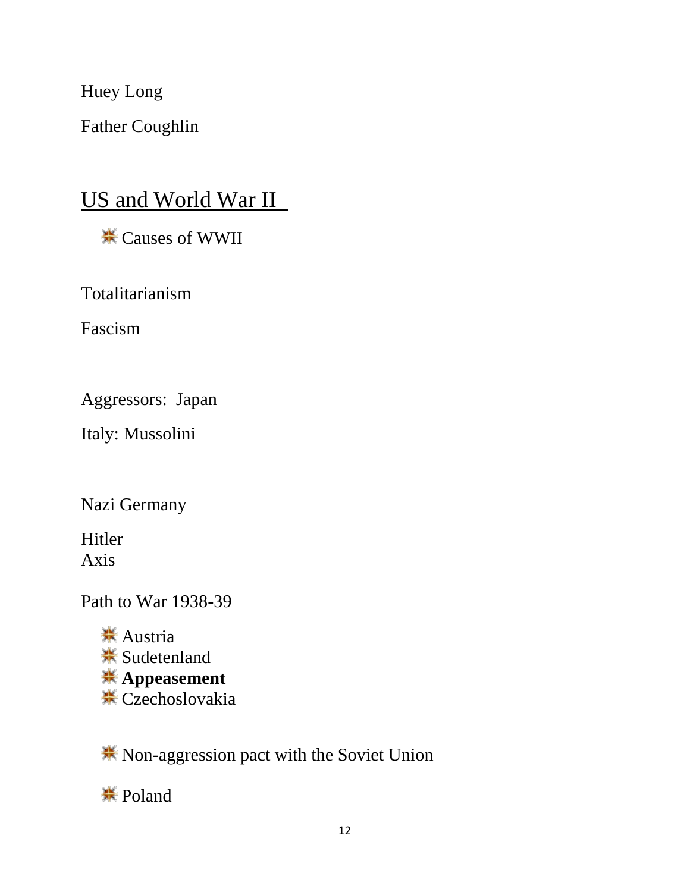Huey Long

Father Coughlin

## US and World War II

- Causes of WWII

Totalitarianism

Fascism

Aggressors: Japan

Italy: Mussolini

Nazi Germany

Hitler
Axis

Path to War 1938-39

- Austria
- Sudetenland
- **Appeasement**
- Czechoslovakia

- Non-aggression pact with the Soviet Union

- Poland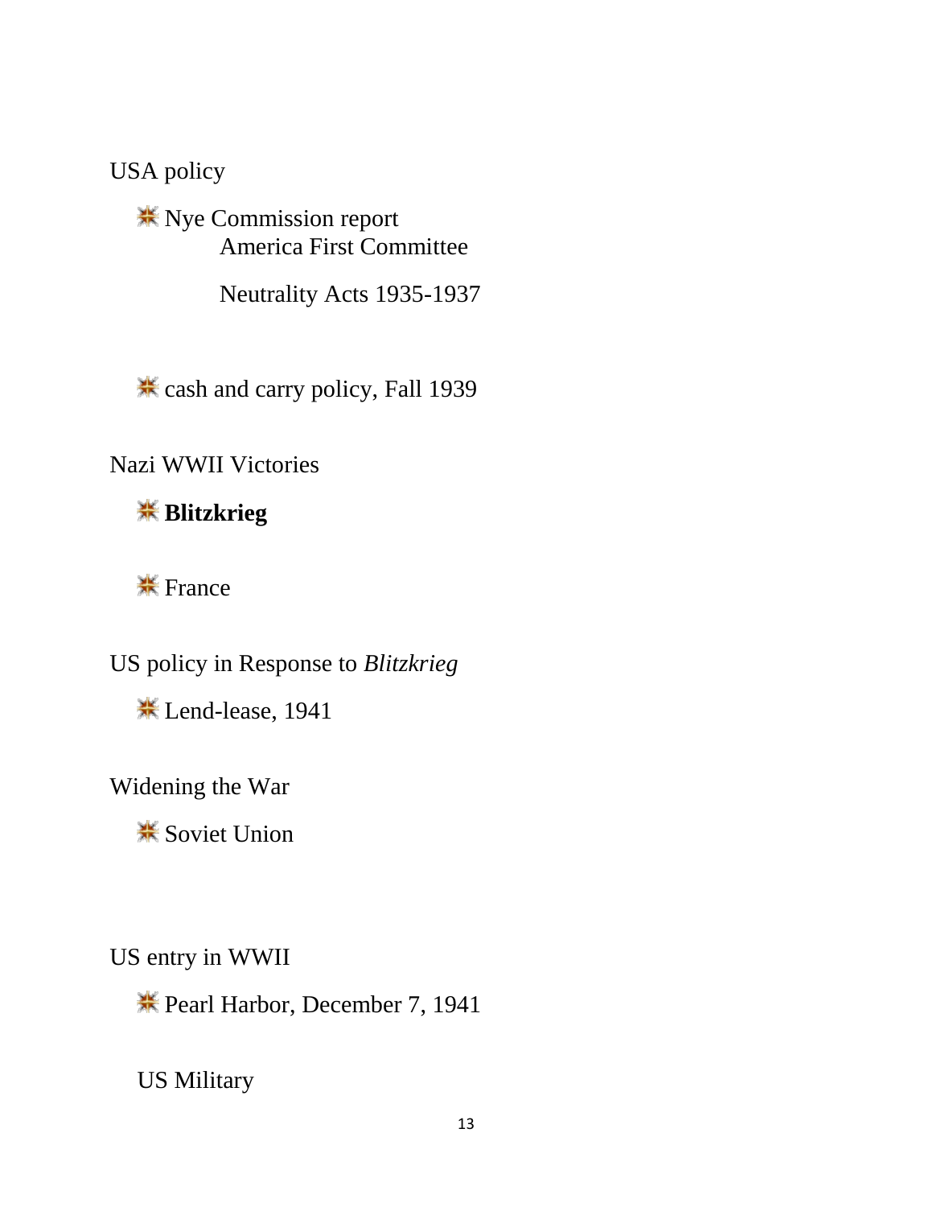USA policy

- Nye Commission report
  - America First Committee
  - Neutrality Acts 1935-1937

- cash and carry policy, Fall 1939

Nazi WWII Victories

- **Blitzkrieg**

- France

US policy in Response to *Blitzkrieg*

- Lend-lease, 1941

Widening the War

- Soviet Union

US entry in WWII

- Pearl Harbor, December 7, 1941

US Military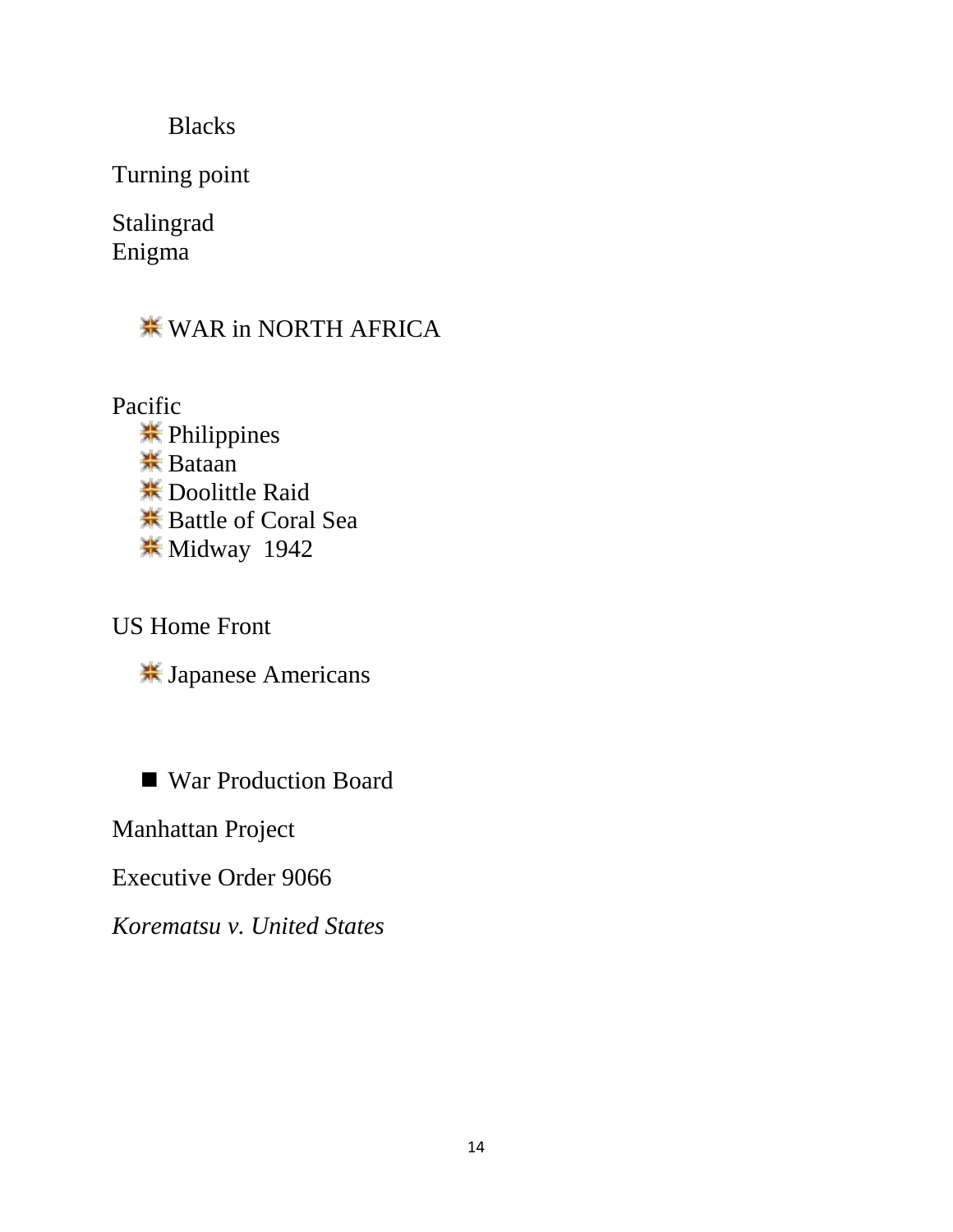Blacks

Turning point

Stalingrad
Enigma

- WAR in NORTH AFRICA

Pacific

- Philippines
- Bataan
- Doolittle Raid
- Battle of Coral Sea
- Midway  1942

US Home Front

- Japanese Americans

- War Production Board

Manhattan Project

Executive Order 9066

*Korematsu v. United States*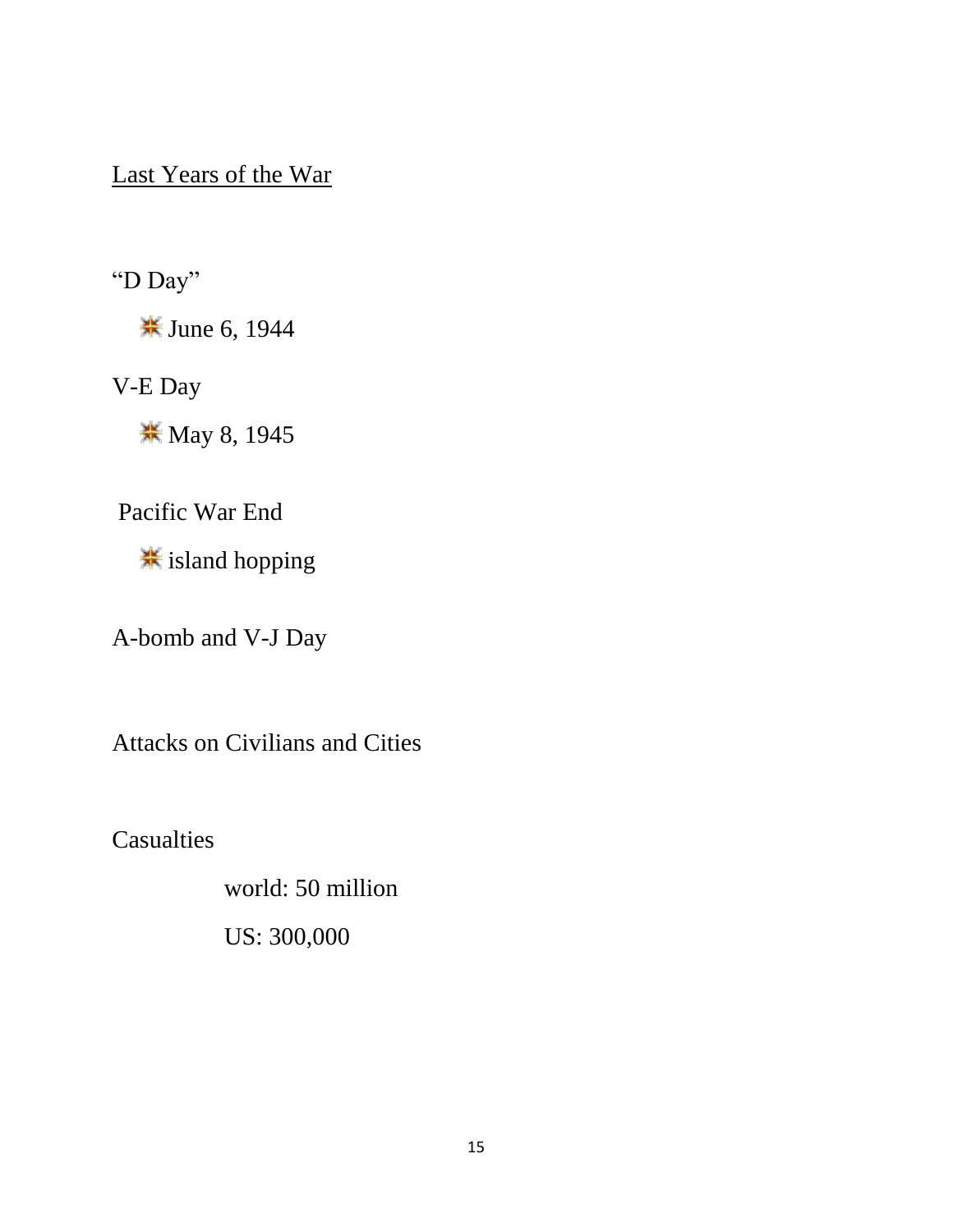## Last Years of the War

"D Day"

- June 6, 1944

V-E Day

- May 8, 1945

Pacific War End

- island hopping

A-bomb and V-J Day

Attacks on Civilians and Cities

Casualties

world: 50 million

US: 300,000